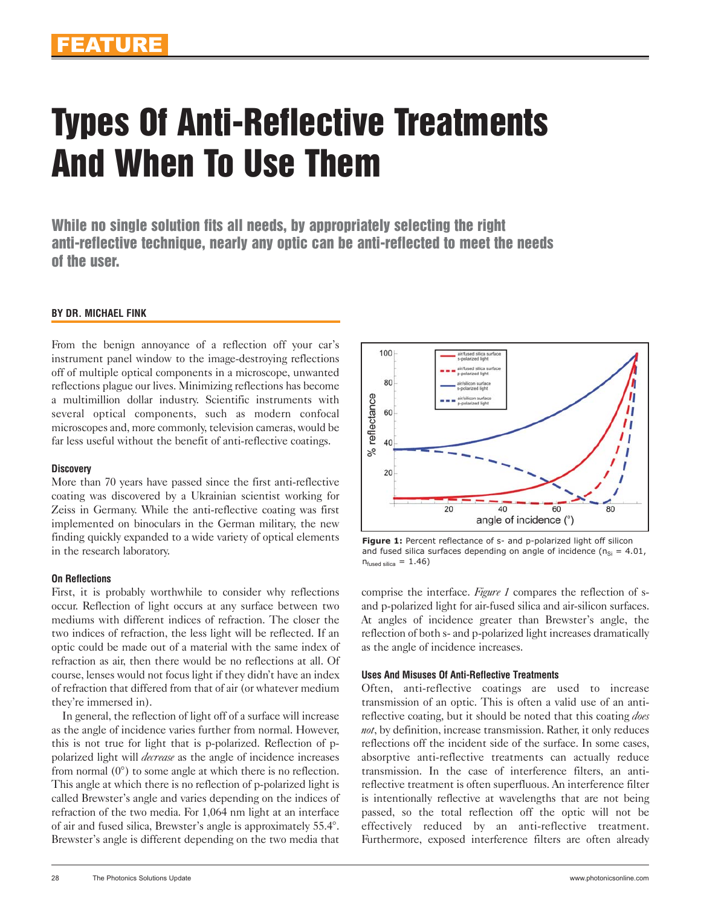FEATURE

# Types Of Anti-Reflective Treatments And When To Use Them

**While no single solution fits all needs, by appropriately selecting the right anti-reflective technique, nearly any optic can be anti-reflected to meet the needs of the user.**

**BY DR. MICHAEL FINK**

From the benign annoyance of a reflection off your car's instrument panel window to the image-destroying reflections off of multiple optical components in a microscope, unwanted reflections plague our lives. Minimizing reflections has become a multimillion dollar industry. Scientific instruments with several optical components, such as modern confocal microscopes and, more commonly, television cameras, would be far less useful without the benefit of anti-reflective coatings.

### Discovery

More than 70 years have passed since the first anti-reflective coating was discovered by a Ukrainian scientist working for Zeiss in Germany. While the anti-reflective coating was first implemented on binoculars in the German military, the new finding quickly expanded to a wide variety of optical elements in the research laboratory.

### On Reflections

First, it is probably worthwhile to consider why reflections occur. Reflection of light occurs at any surface between two mediums with different indices of refraction. The closer the two indices of refraction, the less light will be reflected. If an optic could be made out of a material with the same index of refraction as air, then there would be no reflections at all. Of course, lenses would not focus light if they didn't have an index of refraction that differed from that of air (or whatever medium they're immersed in).

In general, the reflection of light off of a surface will increase as the angle of incidence varies further from normal. However, this is not true for light that is p-polarized. Reflection of p-polarized light will *decrease* as the angle of incidence increases from normal (0°) to some angle at which there is no reflection. This angle at which there is no reflection of p-polarized light is called Brewster's angle and varies depending on the indices of refraction of the two media. For 1,064 nm light at an interface of air and fused silica, Brewster's angle is approximately 55.4°. Brewster's angle is different depending on the two media that comprise the interface. *Figure 1* compares the reflection of s- and p-polarized light for air-fused silica and air-silicon surfaces. At angles of incidence greater than Brewster's angle, the reflection of both s- and p-polarized light increases dramatically as the angle of incidence increases.

**Figure 1:** Percent reflectance of s- and p-polarized light off silicon and fused silica surfaces depending on angle of incidence ($n_{Si}$ = 4.01, $n_{fused\ silica}$ = 1.46)

### Uses And Misuses Of Anti-Reflective Treatments

Often, anti-reflective coatings are used to increase transmission of an optic. This is often a valid use of an anti-reflective coating, but it should be noted that this coating *does not*, by definition, increase transmission. Rather, it only reduces reflections off the incident side of the surface. In some cases, absorptive anti-reflective treatments can actually reduce transmission. In the case of interference filters, an anti-reflective treatment is often superfluous. An interference filter is intentionally reflective at wavelengths that are not being passed, so the total reflection off the optic will not be effectively reduced by an anti-reflective treatment. Furthermore, exposed interference filters are often already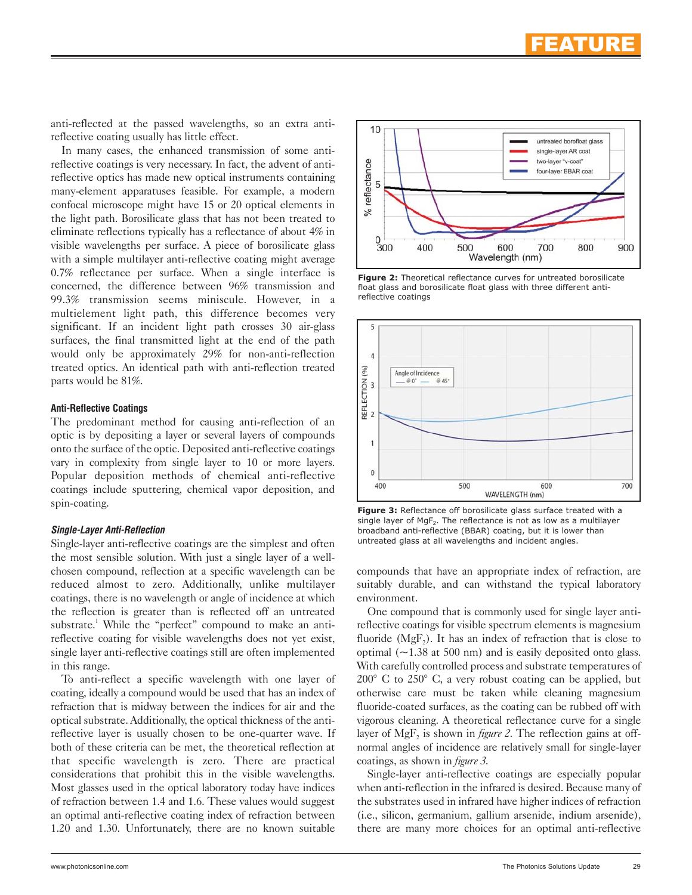anti-reflected at the passed wavelengths, so an extra anti-reflective coating usually has little effect.

In many cases, the enhanced transmission of some anti-reflective coatings is very necessary. In fact, the advent of anti-reflective optics has made new optical instruments containing many-element apparatuses feasible. For example, a modern confocal microscope might have 15 or 20 optical elements in the light path. Borosilicate glass that has not been treated to eliminate reflections typically has a reflectance of about 4% in visible wavelengths per surface. A piece of borosilicate glass with a simple multilayer anti-reflective coating might average 0.7% reflectance per surface. When a single interface is concerned, the difference between 96% transmission and 99.3% transmission seems miniscule. However, in a multielement light path, this difference becomes very significant. If an incident light path crosses 30 air-glass surfaces, the final transmitted light at the end of the path would only be approximately 29% for non-anti-reflection treated optics. An identical path with anti-reflection treated parts would be 81%.

### Anti-Reflective Coatings

The predominant method for causing anti-reflection of an optic is by depositing a layer or several layers of compounds onto the surface of the optic. Deposited anti-reflective coatings vary in complexity from single layer to 10 or more layers. Popular deposition methods of chemical anti-reflective coatings include sputtering, chemical vapor deposition, and spin-coating.

#### *Single-Layer Anti-Reflection*

Single-layer anti-reflective coatings are the simplest and often the most sensible solution. With just a single layer of a well-chosen compound, reflection at a specific wavelength can be reduced almost to zero. Additionally, unlike multilayer coatings, there is no wavelength or angle of incidence at which the reflection is greater than is reflected off an untreated substrate.[1] While the "perfect" compound to make an anti-reflective coating for visible wavelengths does not yet exist, single layer anti-reflective coatings still are often implemented in this range.

To anti-reflect a specific wavelength with one layer of coating, ideally a compound would be used that has an index of refraction that is midway between the indices for air and the optical substrate. Additionally, the optical thickness of the anti-reflective layer is usually chosen to be one-quarter wave. If both of these criteria can be met, the theoretical reflection at that specific wavelength is zero. There are practical considerations that prohibit this in the visible wavelengths. Most glasses used in the optical laboratory today have indices of refraction between 1.4 and 1.6. These values would suggest an optimal anti-reflective coating index of refraction between 1.20 and 1.30. Unfortunately, there are no known suitable compounds that have an appropriate index of refraction, are suitably durable, and can withstand the typical laboratory environment.

**Figure 2:** Theoretical reflectance curves for untreated borosilicate float glass and borosilicate float glass with three different anti-reflective coatings

**Figure 3:** Reflectance off borosilicate glass surface treated with a single layer of $MgF_2$. The reflectance is not as low as a multilayer broadband anti-reflective (BBAR) coating, but it is lower than untreated glass at all wavelengths and incident angles.

One compound that is commonly used for single layer anti-reflective coatings for visible spectrum elements is magnesium fluoride ($MgF_2$). It has an index of refraction that is close to optimal (~1.38 at 500 nm) and is easily deposited onto glass. With carefully controlled process and substrate temperatures of 200° C to 250° C, a very robust coating can be applied, but otherwise care must be taken while cleaning magnesium fluoride-coated surfaces, as the coating can be rubbed off with vigorous cleaning. A theoretical reflectance curve for a single layer of $MgF_2$ is shown in *figure 2*. The reflection gains at off-normal angles of incidence are relatively small for single-layer coatings, as shown in *figure 3*.

Single-layer anti-reflective coatings are especially popular when anti-reflection in the infrared is desired. Because many of the substrates used in infrared have higher indices of refraction (i.e., silicon, germanium, gallium arsenide, indium arsenide), there are many more choices for an optimal anti-reflective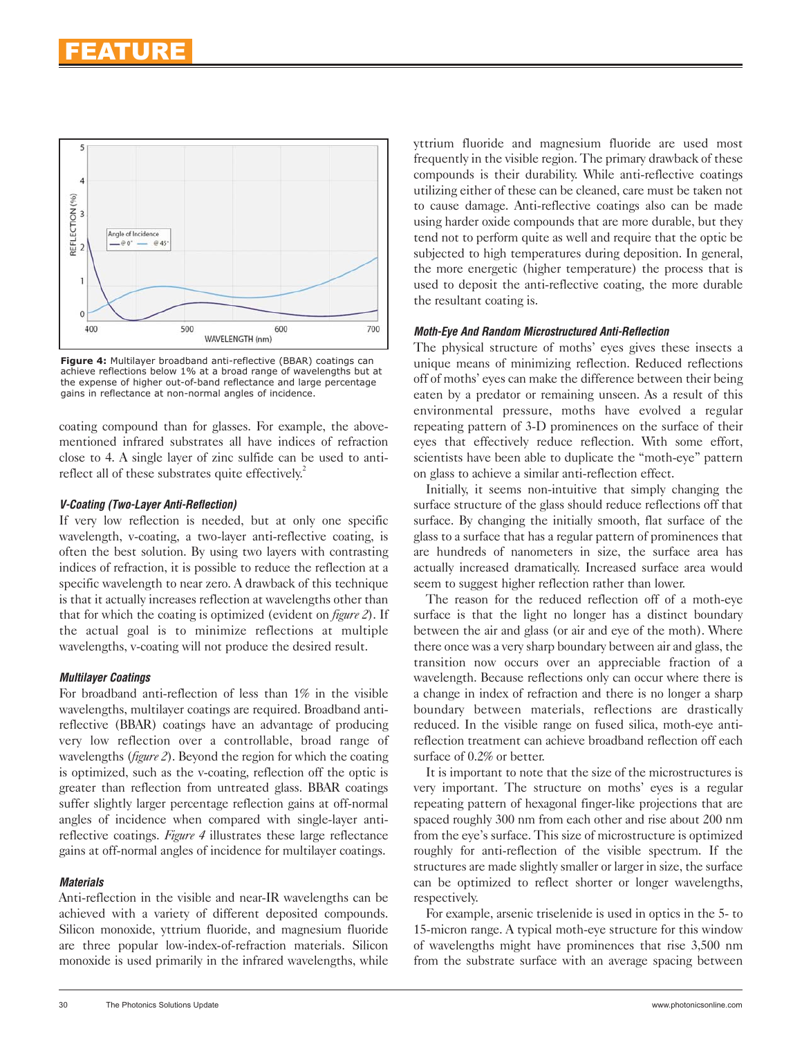**Figure 4:** Multilayer broadband anti-reflective (BBAR) coatings can achieve reflections below 1% at a broad range of wavelengths but at the expense of higher out-of-band reflectance and large percentage gains in reflectance at non-normal angles of incidence.

coating compound than for glasses. For example, the above-mentioned infrared substrates all have indices of refraction close to 4. A single layer of zinc sulfide can be used to anti-reflect all of these substrates quite effectively.[2]

#### *V-Coating (Two-Layer Anti-Reflection)*

If very low reflection is needed, but at only one specific wavelength, v-coating, a two-layer anti-reflective coating, is often the best solution. By using two layers with contrasting indices of refraction, it is possible to reduce the reflection at a specific wavelength to near zero. A drawback of this technique is that it actually increases reflection at wavelengths other than that for which the coating is optimized (evident on *figure 2*). If the actual goal is to minimize reflections at multiple wavelengths, v-coating will not produce the desired result.

#### *Multilayer Coatings*

For broadband anti-reflection of less than 1% in the visible wavelengths, multilayer coatings are required. Broadband anti-reflective (BBAR) coatings have an advantage of producing very low reflection over a controllable, broad range of wavelengths (*figure 2*). Beyond the region for which the coating is optimized, such as the v-coating, reflection off the optic is greater than reflection from untreated glass. BBAR coatings suffer slightly larger percentage reflection gains at off-normal angles of incidence when compared with single-layer anti-reflective coatings. *Figure 4* illustrates these large reflectance gains at off-normal angles of incidence for multilayer coatings.

#### *Materials*

Anti-reflection in the visible and near-IR wavelengths can be achieved with a variety of different deposited compounds. Silicon monoxide, yttrium fluoride, and magnesium fluoride are three popular low-index-of-refraction materials. Silicon monoxide is used primarily in the infrared wavelengths, while yttrium fluoride and magnesium fluoride are used most frequently in the visible region. The primary drawback of these compounds is their durability. While anti-reflective coatings utilizing either of these can be cleaned, care must be taken not to cause damage. Anti-reflective coatings also can be made using harder oxide compounds that are more durable, but they tend not to perform quite as well and require that the optic be subjected to high temperatures during deposition. In general, the more energetic (higher temperature) the process that is used to deposit the anti-reflective coating, the more durable the resultant coating is.

#### *Moth-Eye And Random Microstructured Anti-Reflection*

The physical structure of moths' eyes gives these insects a unique means of minimizing reflection. Reduced reflections off of moths' eyes can make the difference between their being eaten by a predator or remaining unseen. As a result of this environmental pressure, moths have evolved a regular repeating pattern of 3-D prominences on the surface of their eyes that effectively reduce reflection. With some effort, scientists have been able to duplicate the "moth-eye" pattern on glass to achieve a similar anti-reflection effect.

Initially, it seems non-intuitive that simply changing the surface structure of the glass should reduce reflections off that surface. By changing the initially smooth, flat surface of the glass to a surface that has a regular pattern of prominences that are hundreds of nanometers in size, the surface area has actually increased dramatically. Increased surface area would seem to suggest higher reflection rather than lower.

The reason for the reduced reflection off of a moth-eye surface is that the light no longer has a distinct boundary between the air and glass (or air and eye of the moth). Where there once was a very sharp boundary between air and glass, the transition now occurs over an appreciable fraction of a wavelength. Because reflections only can occur where there is a change in index of refraction and there is no longer a sharp boundary between materials, reflections are drastically reduced. In the visible range on fused silica, moth-eye anti-reflection treatment can achieve broadband reflection off each surface of 0.2% or better.

It is important to note that the size of the microstructures is very important. The structure on moths' eyes is a regular repeating pattern of hexagonal finger-like projections that are spaced roughly 300 nm from each other and rise about 200 nm from the eye's surface. This size of microstructure is optimized roughly for anti-reflection of the visible spectrum. If the structures are made slightly smaller or larger in size, the surface can be optimized to reflect shorter or longer wavelengths, respectively.

For example, arsenic triselenide is used in optics in the 5- to 15-micron range. A typical moth-eye structure for this window of wavelengths might have prominences that rise 3,500 nm from the substrate surface with an average spacing between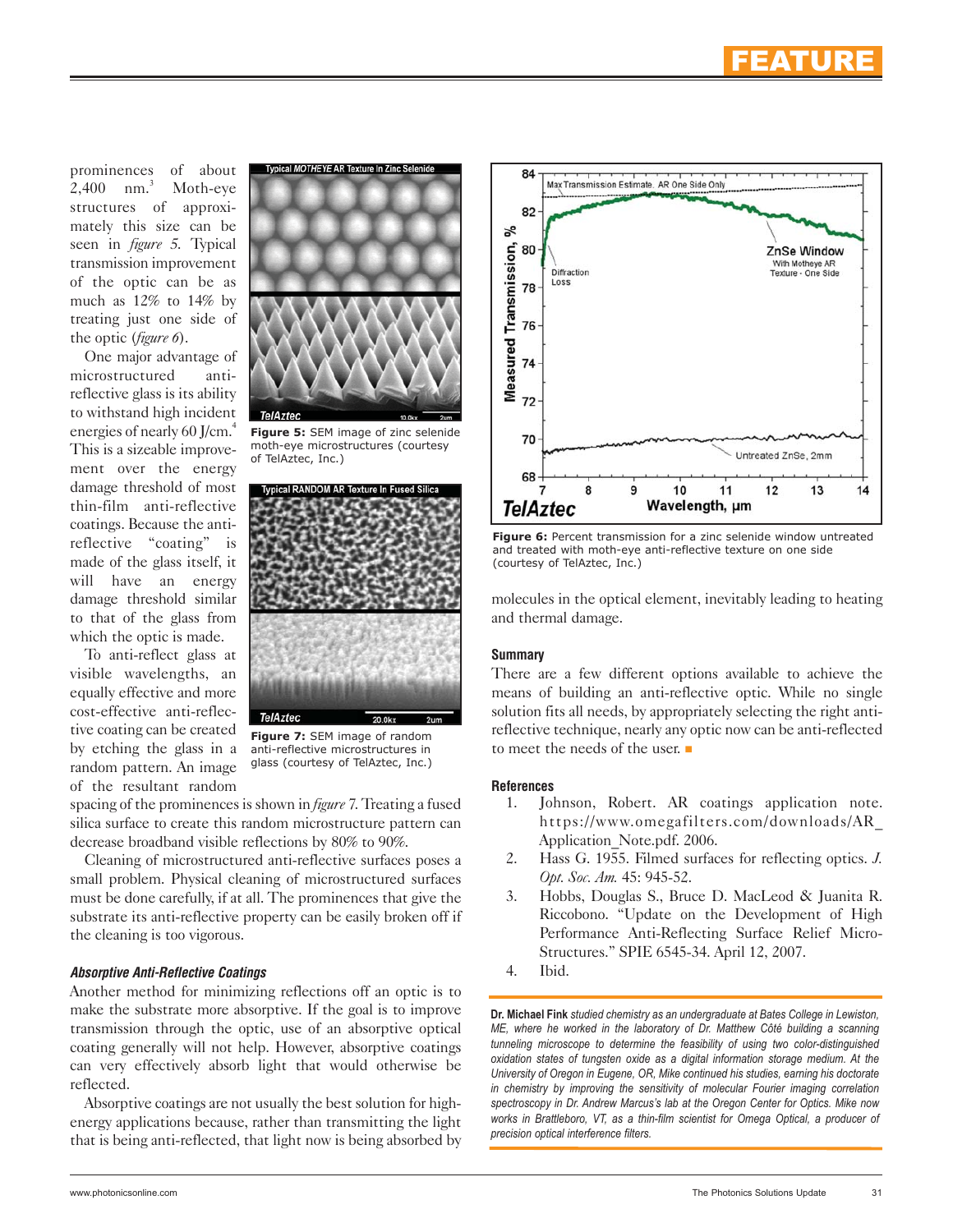prominences of about 2,400 nm.[3] Moth-eye structures of approximately this size can be seen in *figure 5*. Typical transmission improvement of the optic can be as much as 12% to 14% by treating just one side of the optic (*figure 6*).

One major advantage of microstructured anti-reflective glass is its ability to withstand high incident energies of nearly 60 J/cm.[4] This is a sizeable improvement over the energy damage threshold of most thin-film anti-reflective coatings. Because the anti-reflective "coating" is made of the glass itself, it will have an energy damage threshold similar to that of the glass from which the optic is made.

To anti-reflect glass at visible wavelengths, an equally effective and more cost-effective anti-reflective coating can be created by etching the glass in a random pattern. An image of the resultant random spacing of the prominences is shown in *figure 7*. Treating a fused silica surface to create this random microstructure pattern can decrease broadband visible reflections by 80% to 90%.

Typical MOTHEYE AR Texture In Zinc Selenide

TelAztec 10.0kx 2um

**Figure 5:** SEM image of zinc selenide moth-eye microstructures (courtesy of TelAztec, Inc.)

Typical RANDOM AR Texture In Fused Silica

TelAztec 20.0kx 2um

**Figure 7:** SEM image of random anti-reflective microstructures in glass (courtesy of TelAztec, Inc.)

Cleaning of microstructured anti-reflective surfaces poses a small problem. Physical cleaning of microstructured surfaces must be done carefully, if at all. The prominences that give the substrate its anti-reflective property can be easily broken off if the cleaning is too vigorous.

### *Absorptive Anti-Reflective Coatings*

Another method for minimizing reflections off an optic is to make the substrate more absorptive. If the goal is to improve transmission through the optic, use of an absorptive optical coating generally will not help. However, absorptive coatings can very effectively absorb light that would otherwise be reflected.

Absorptive coatings are not usually the best solution for high-energy applications because, rather than transmitting the light that is being anti-reflected, that light now is being absorbed by molecules in the optical element, inevitably leading to heating and thermal damage.

Max Transmission Estimate. AR One Side Only

Diffraction Loss

ZnSe Window
With Motheye AR Texture - One Side

Untreated ZnSe, 2mm

Measured Transmission, %

84, 82, 80, 78, 76, 74, 72, 70, 68

Wavelength, µm

7, 8, 9, 10, 11, 12, 13, 14

TelAztec

**Figure 6:** Percent transmission for a zinc selenide window untreated and treated with moth-eye anti-reflective texture on one side (courtesy of TelAztec, Inc.)

### Summary

There are a few different options available to achieve the means of building an anti-reflective optic. While no single solution fits all needs, by appropriately selecting the right anti-reflective technique, nearly any optic now can be anti-reflected to meet the needs of the user. ■

### References

1. Johnson, Robert. AR coatings application note. https://www.omegafilters.com/downloads/AR_Application_Note.pdf. 2006.
2. Hass G. 1955. Filmed surfaces for reflecting optics. *J. Opt. Soc. Am.* 45: 945-52.
3. Hobbs, Douglas S., Bruce D. MacLeod & Juanita R. Riccobono. "Update on the Development of High Performance Anti-Reflecting Surface Relief Micro-Structures." SPIE 6545-34. April 12, 2007.
4. Ibid.

**Dr. Michael Fink** *studied chemistry as an undergraduate at Bates College in Lewiston, ME, where he worked in the laboratory of Dr. Matthew Côté building a scanning tunneling microscope to determine the feasibility of using two color-distinguished oxidation states of tungsten oxide as a digital information storage medium. At the University of Oregon in Eugene, OR, Mike continued his studies, earning his doctorate in chemistry by improving the sensitivity of molecular Fourier imaging correlation spectroscopy in Dr. Andrew Marcus's lab at the Oregon Center for Optics. Mike now works in Brattleboro, VT, as a thin-film scientist for Omega Optical, a producer of precision optical interference filters.*